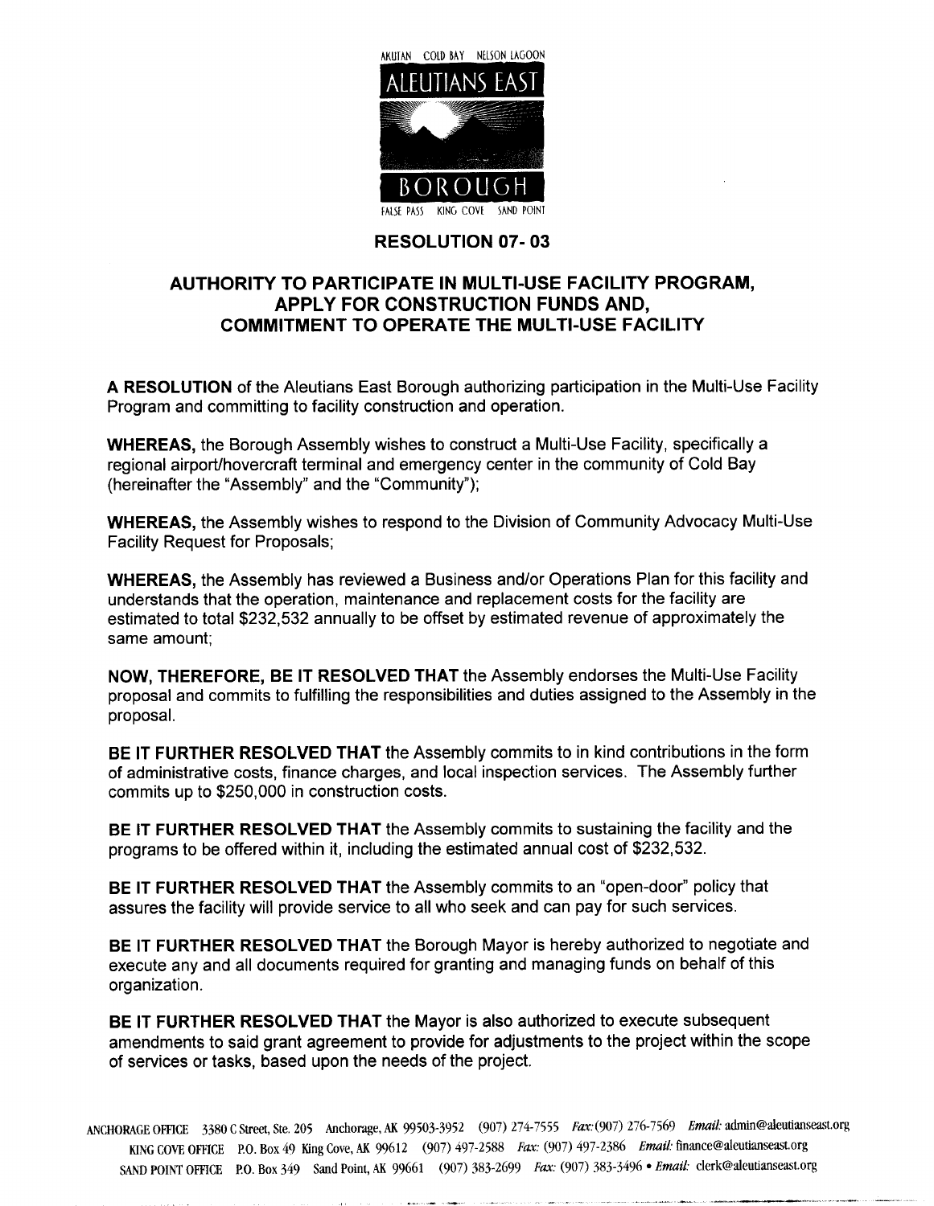AKUTAN COLD BAY NELSON LAGOON

ALEUTIANS EAST

BOROUGH

FALSE PASS KING COVE SAND POINT

## RESOLUTION 07- 03

## AUTHORITY TO PARTICIPATE IN MULTI-USE FACILITY PROGRAM, APPLY FOR CONSTRUCTION FUNDS AND, COMMITMENT TO OPERATE THE MULTI-USE FACILITY

**A RESOLUTION** of the Aleutians East Borough authorizing participation in the Multi-Use Facility Program and committing to facility construction and operation.

**WHEREAS,** the Borough Assembly wishes to construct a Multi-Use Facility, specifically a regional airport/hovercraft terminal and emergency center in the community of Cold Bay (hereinafter the "Assembly" and the "Community");

**WHEREAS,** the Assembly wishes to respond to the Division of Community Advocacy Multi-Use Facility Request for Proposals;

**WHEREAS,** the Assembly has reviewed a Business and/or Operations Plan for this facility and understands that the operation, maintenance and replacement costs for the facility are estimated to total $232,532 annually to be offset by estimated revenue of approximately the same amount;

**NOW, THEREFORE, BE IT RESOLVED THAT** the Assembly endorses the Multi-Use Facility proposal and commits to fulfilling the responsibilities and duties assigned to the Assembly in the proposal.

**BE IT FURTHER RESOLVED THAT** the Assembly commits to in kind contributions in the form of administrative costs, finance charges, and local inspection services. The Assembly further commits up to $250,000 in construction costs.

**BE IT FURTHER RESOLVED THAT** the Assembly commits to sustaining the facility and the programs to be offered within it, including the estimated annual cost of $232,532.

**BE IT FURTHER RESOLVED THAT** the Assembly commits to an "open-door" policy that assures the facility will provide service to all who seek and can pay for such services.

**BE IT FURTHER RESOLVED THAT** the Borough Mayor is hereby authorized to negotiate and execute any and all documents required for granting and managing funds on behalf of this organization.

**BE IT FURTHER RESOLVED THAT** the Mayor is also authorized to execute subsequent amendments to said grant agreement to provide for adjustments to the project within the scope of services or tasks, based upon the needs of the project.

ANCHORAGE OFFICE 3380 C Street, Ste. 205 Anchorage, AK 99503-3952 (907) 274-7555 *Fax:* (907) 276-7569 *Email:* admin@aleutianseast.org
KING COVE OFFICE P.O. Box 49 King Cove, AK 99612 (907) 497-2588 *Fax:* (907) 497-2386 *Email:* finance@aleutianseast.org
SAND POINT OFFICE P.O. Box 349 Sand Point, AK 99661 (907) 383-2699 *Fax:* (907) 383-3496 • *Email:* clerk@aleutianseast.org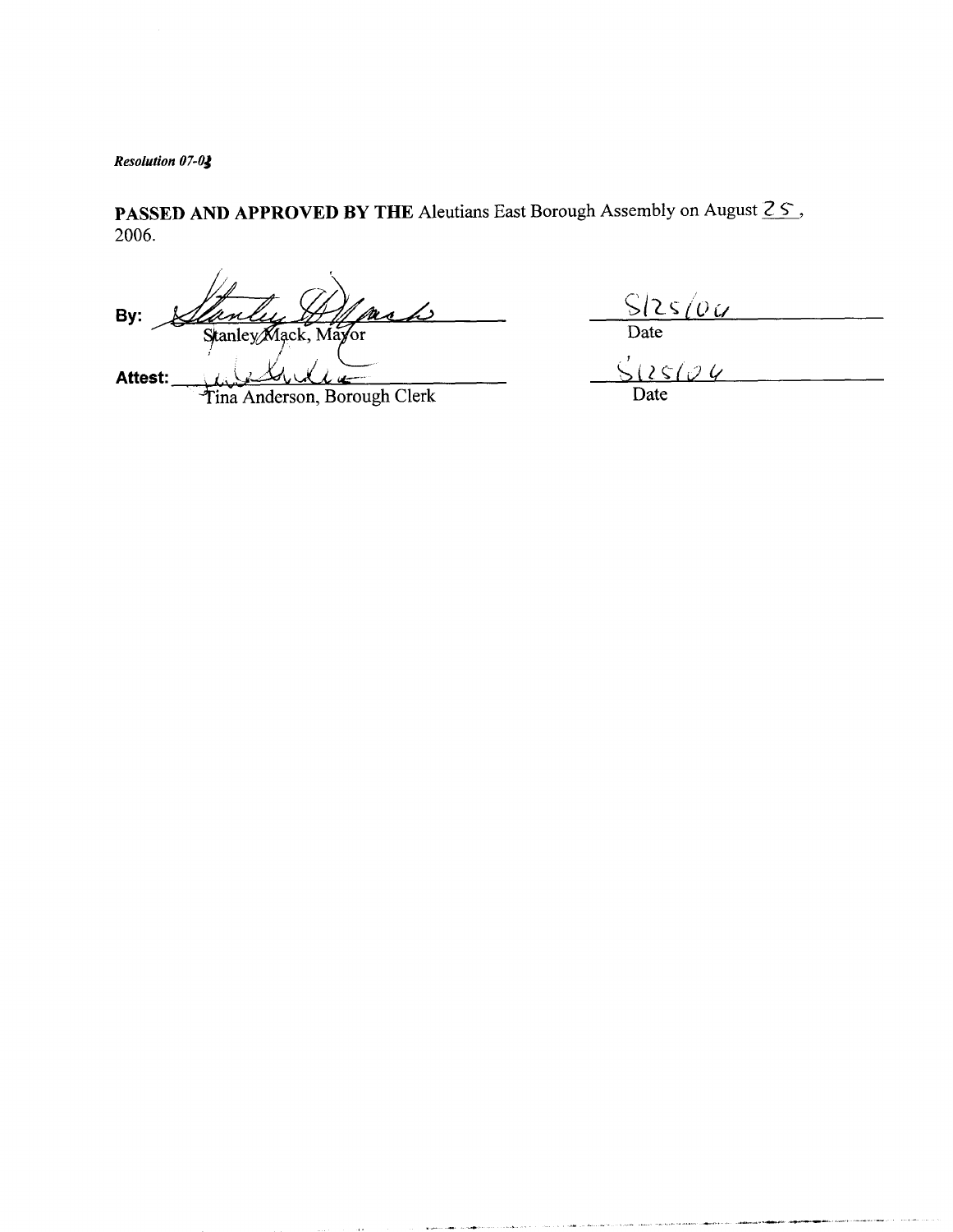*Resolution 07-03*

**PASSED AND APPROVED BY THE** Aleutians East Borough Assembly on August 25, 2006.

By: ______________________ 
Stanley Mack, Mayor

8/25/06 
Date

Attest: ______________________ 
Tina Anderson, Borough Clerk

8/25/06 
Date